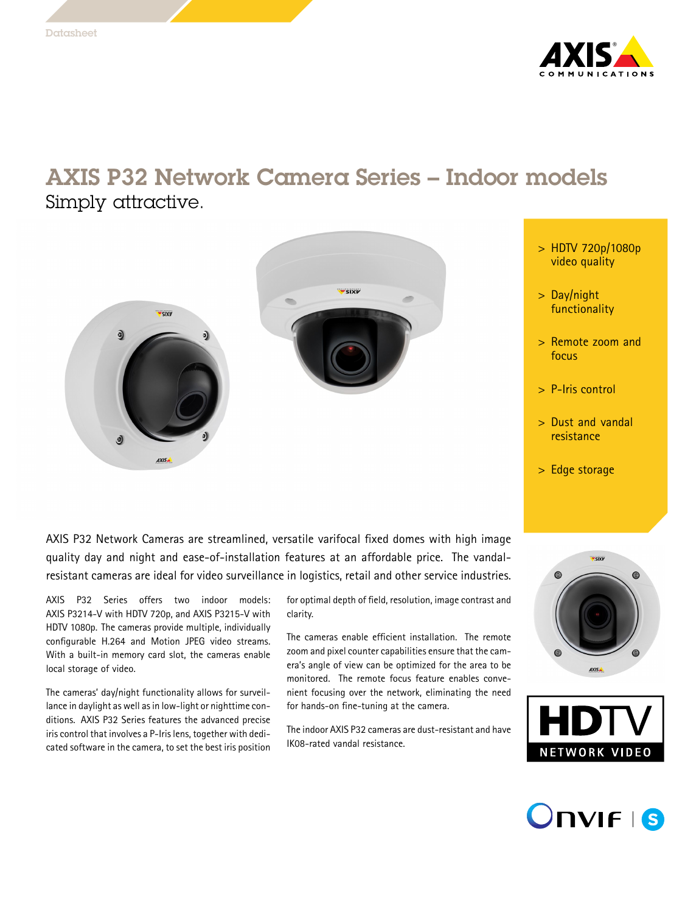Datasheet

# AXIS P32 Network Camera Series – Indoor models

## Simply attractive.

- HDTV 720p/1080p video quality
- Day/night functionality
- Remote zoom and focus
- P-Iris control
- Dust and vandal resistance
- Edge storage

AXIS P32 Network Cameras are streamlined, versatile varifocal fixed domes with high image quality day and night and ease-of-installation features at an affordable price. The vandal-resistant cameras are ideal for video surveillance in logistics, retail and other service industries.

AXIS P32 Series offers two indoor models: AXIS P3214-V with HDTV 720p, and AXIS P3215-V with HDTV 1080p. The cameras provide multiple, individually configurable H.264 and Motion JPEG video streams. With a built-in memory card slot, the cameras enable local storage of video.

The cameras' day/night functionality allows for surveillance in daylight as well as in low-light or nighttime conditions. AXIS P32 Series features the advanced precise iris control that involves a P-Iris lens, together with dedicated software in the camera, to set the best iris position for optimal depth of field, resolution, image contrast and clarity.

The cameras enable efficient installation. The remote zoom and pixel counter capabilities ensure that the camera's angle of view can be optimized for the area to be monitored. The remote focus feature enables convenient focusing over the network, eliminating the need for hands-on fine-tuning at the camera.

The indoor AXIS P32 cameras are dust-resistant and have IK08-rated vandal resistance.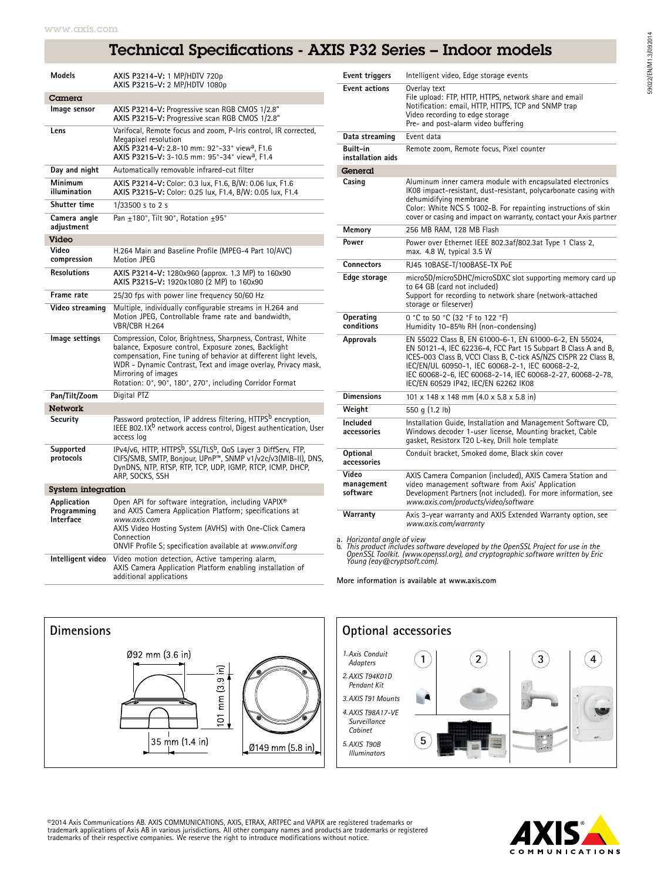# Technical Specifications - AXIS P32 Series – Indoor models

| | |
|---|---|
| **Models** | AXIS P3214-V: 1 MP/HDTV 720p<br>AXIS P3215-V: 2 MP/HDTV 1080p |
| **Camera** | |
| **Image sensor** | AXIS P3214-V: Progressive scan RGB CMOS 1/2.8"<br>AXIS P3215-V: Progressive scan RGB CMOS 1/2.8" |
| **Lens** | Varifocal, Remote focus and zoom, P-Iris control, IR corrected, Megapixel resolution<br>AXIS P3214-V: 2.8-10 mm: 92°-33° view[a], F1.6<br>AXIS P3215-V: 3-10.5 mm: 95°-34° view[a], F1.4 |
| **Day and night** | Automatically removable infrared-cut filter |
| **Minimum illumination** | AXIS P3214-V: Color: 0.3 lux, F1.6, B/W: 0.06 lux, F1.6<br>AXIS P3215-V: Color: 0.25 lux, F1.4, B/W: 0.05 lux, F1.4 |
| **Shutter time** | 1/33500 s to 2 s |
| **Camera angle adjustment** | Pan ±180°, Tilt 90°, Rotation ±95° |
| **Video** | |
| **Video compression** | H.264 Main and Baseline Profile (MPEG-4 Part 10/AVC)<br>Motion JPEG |
| **Resolutions** | AXIS P3214-V: 1280x960 (approx. 1.3 MP) to 160x90<br>AXIS P3215-V: 1920x1080 (2 MP) to 160x90 |
| **Frame rate** | 25/30 fps with power line frequency 50/60 Hz |
| **Video streaming** | Multiple, individually configurable streams in H.264 and Motion JPEG, Controllable frame rate and bandwidth, VBR/CBR H.264 |
| **Image settings** | Compression, Color, Brightness, Sharpness, Contrast, White balance, Exposure control, Exposure zones, Backlight compensation, Fine tuning of behavior at different light levels, WDR - Dynamic Contrast, Text and image overlay, Privacy mask, Mirroring of images<br>Rotation: 0°, 90°, 180°, 270°, including Corridor Format |
| **Pan/Tilt/Zoom** | Digital PTZ |
| **Network** | |
| **Security** | Password protection, IP address filtering, HTTPS[b] encryption, IEEE 802.1X[b] network access control, Digest authentication, User access log |
| **Supported protocols** | IPv4/v6, HTTP, HTTPS[b], SSL/TLS[b], QoS Layer 3 DiffServ, FTP, CIFS/SMB, SMTP, Bonjour, UPnP™, SNMP v1/v2c/v3(MIB-II), DNS, DynDNS, NTP, RTSP, RTP, TCP, UDP, IGMP, RTCP, ICMP, DHCP, ARP, SOCKS, SSH |
| **System integration** | |
| **Application Programming Interface** | Open API for software integration, including VAPIX® and AXIS Camera Application Platform; specifications at *www.axis.com*<br>AXIS Video Hosting System (AVHS) with One-Click Camera Connection<br>ONVIF Profile S; specification available at *www.onvif.org* |
| **Intelligent video** | Video motion detection, Active tampering alarm, AXIS Camera Application Platform enabling installation of additional applications |
| **Event triggers** | Intelligent video, Edge storage events |
| **Event actions** | Overlay text<br>File upload: FTP, HTTP, HTTPS, network share and email<br>Notification: email, HTTP, HTTPS, TCP and SNMP trap<br>Video recording to edge storage<br>Pre- and post-alarm video buffering |
| **Data streaming** | Event data |
| **Built-in installation aids** | Remote zoom, Remote focus, Pixel counter |
| **General** | |
| **Casing** | Aluminum inner camera module with encapsulated electronics IK08 impact-resistant, dust-resistant, polycarbonate casing with dehumidifying membrane<br>Color: White NCS S 1002-B. For repainting instructions of skin cover or casing and impact on warranty, contact your Axis partner |
| **Memory** | 256 MB RAM, 128 MB Flash |
| **Power** | Power over Ethernet IEEE 802.3af/802.3at Type 1 Class 2, max. 4.8 W, typical 3.5 W |
| **Connectors** | RJ45 10BASE-T/100BASE-TX PoE |
| **Edge storage** | microSD/microSDHC/microSDXC slot supporting memory card up to 64 GB (card not included)<br>Support for recording to network share (network-attached storage or fileserver) |
| **Operating conditions** | 0 °C to 50 °C (32 °F to 122 °F)<br>Humidity 10–85% RH (non-condensing) |
| **Approvals** | EN 55022 Class B, EN 61000-6-1, EN 61000-6-2, EN 55024, EN 50121-4, IEC 62236-4, FCC Part 15 Subpart B Class A and B, ICES-003 Class B, VCCI Class B, C-tick AS/NZS CISPR 22 Class B, IEC/EN/UL 60950-1, IEC 60068-2-1, IEC 60068-2-2, IEC 60068-2-6, IEC 60068-2-14, IEC 60068-2-27, 60068-2-78, IEC/EN 60529 IP42, IEC/EN 62262 IK08 |
| **Dimensions** | 101 x 148 x 148 mm (4.0 x 5.8 x 5.8 in) |
| **Weight** | 550 g (1.2 lb) |
| **Included accessories** | Installation Guide, Installation and Management Software CD, Windows decoder 1-user license, Mounting bracket, Cable gasket, Resistorx T20 L-key, Drill hole template |
| **Optional accessories** | Conduit bracket, Smoked dome, Black skin cover |
| **Video management software** | AXIS Camera Companion (included), AXIS Camera Station and video management software from Axis' Application Development Partners (not included). For more information, see *www.axis.com/products/video/software* |
| **Warranty** | Axis 3-year warranty and AXIS Extended Warranty option, see *www.axis.com/warranty* |

a. *Horizontal angle of view*
b. *This product includes software developed by the OpenSSL Project for use in the OpenSSL Toolkit. (www.openssl.org), and cryptographic software written by Eric Young (eay@cryptsoft.com).*

More information is available at www.axis.com

## Dimensions

Ø92 mm (3.6 in)
101 mm (3.9 in)
35 mm (1.4 in)
Ø149 mm (5.8 in)

## Optional accessories

1. *Axis Conduit Adapters*
2. *AXIS T94K01D Pendant Kit*
3. *AXIS T91 Mounts*
4. *AXIS T98A17-VE Surveillance Cabinet*
5. *AXIS T90B Illuminators*

©2014 Axis Communications AB. AXIS COMMUNICATIONS, AXIS, ETRAX, ARTPEC and VAPIX are registered trademarks or trademark applications of Axis AB in various jurisdictions. All other company names and products are trademarks or registered trademarks of their respective companies. We reserve the right to introduce modifications without notice.